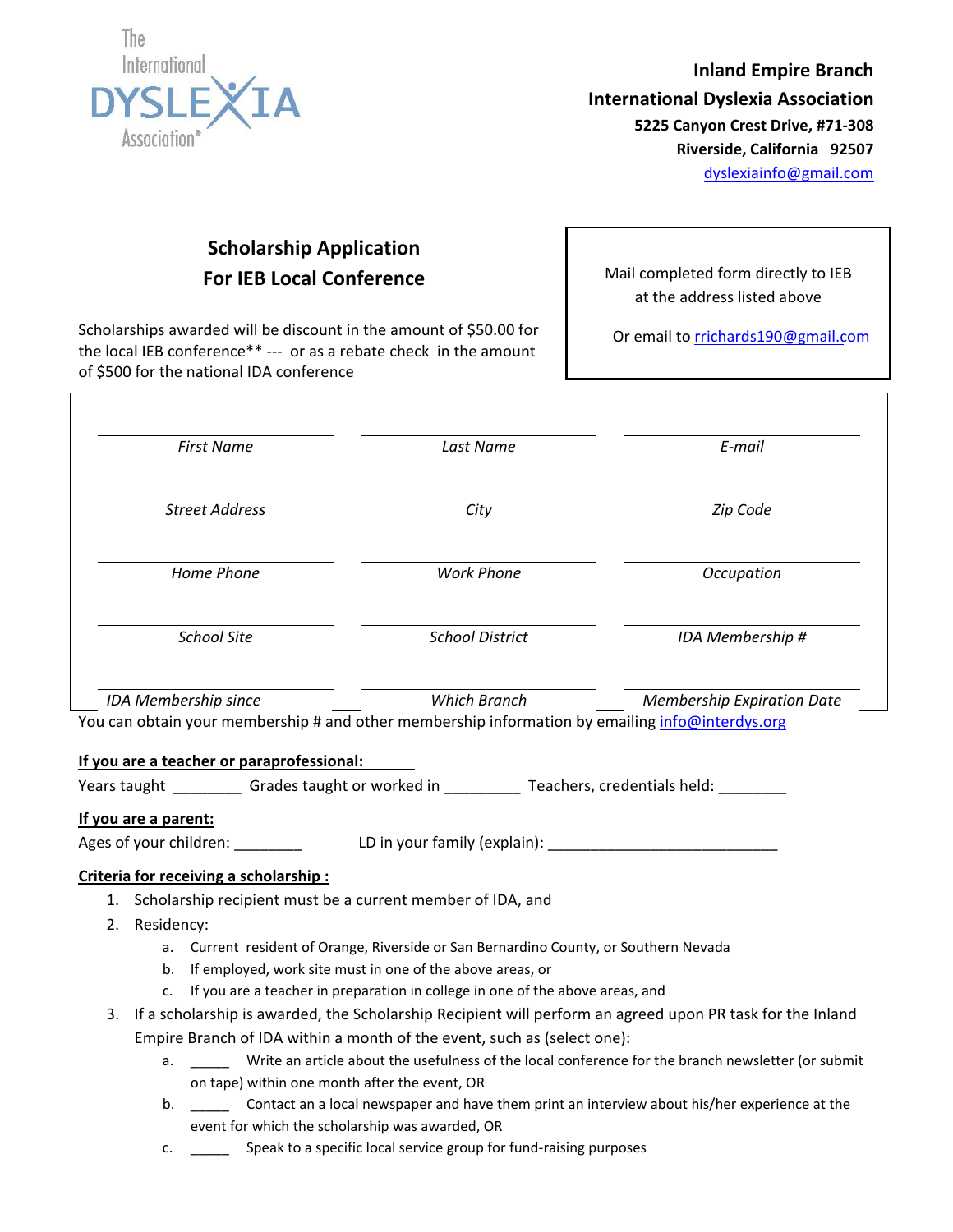The International DYSLEXIA Association®

**Inland Empire Branch**
**International Dyslexia Association**
**5225 Canyon Crest Drive, #71-308**
**Riverside, California 92507**
dyslexiainfo@gmail.com

## Scholarship Application
## For IEB Local Conference

Scholarships awarded will be discount in the amount of $50.00 for the local IEB conference** --- or as a rebate check in the amount of $500 for the national IDA conference

Mail completed form directly to IEB at the address listed above

Or email to rrichards190@gmail.com

| | | |
|---|---|---|
| *First Name* | *Last Name* | *E-mail* |
| *Street Address* | *City* | *Zip Code* |
| *Home Phone* | *Work Phone* | *Occupation* |
| *School Site* | *School District* | *IDA Membership #* |
| *IDA Membership since* | *Which Branch* | *Membership Expiration Date* |

You can obtain your membership # and other membership information by emailing info@interdys.org

**If you are a teacher or paraprofessional:**

Years taught ________ Grades taught or worked in _________ Teachers, credentials held: ________

**If you are a parent:**

Ages of your children: ________ LD in your family (explain): ____________________________

**Criteria for receiving a scholarship :**

1. Scholarship recipient must be a current member of IDA, and
2. Residency:
   a. Current resident of Orange, Riverside or San Bernardino County, or Southern Nevada
   b. If employed, work site must in one of the above areas, or
   c. If you are a teacher in preparation in college in one of the above areas, and
3. If a scholarship is awarded, the Scholarship Recipient will perform an agreed upon PR task for the Inland Empire Branch of IDA within a month of the event, such as (select one):
   a. _____ Write an article about the usefulness of the local conference for the branch newsletter (or submit on tape) within one month after the event, OR
   b. _____ Contact an a local newspaper and have them print an interview about his/her experience at the event for which the scholarship was awarded, OR
   c. _____ Speak to a specific local service group for fund-raising purposes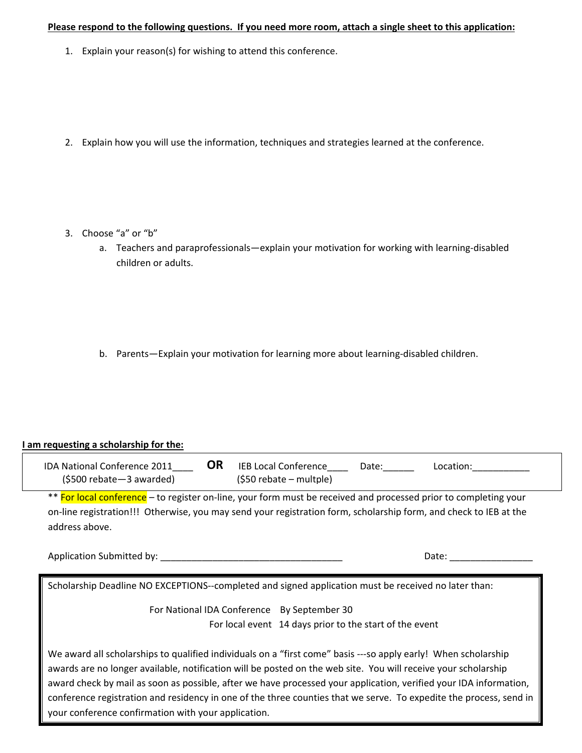**Please respond to the following questions. If you need more room, attach a single sheet to this application:**

1. Explain your reason(s) for wishing to attend this conference.

2. Explain how you will use the information, techniques and strategies learned at the conference.

3. Choose "a" or "b"
   a. Teachers and paraprofessionals—explain your motivation for working with learning-disabled children or adults.

   b. Parents—Explain your motivation for learning more about learning-disabled children.

**I am requesting a scholarship for the:**

| | | | | |
|---|---|---|---|---|
| IDA National Conference 2011____ ($500 rebate—3 awarded) | **OR** | IEB Local Conference____ ($50 rebate – multple) | Date:______ | Location:___________ |

** For local conference – to register on-line, your form must be received and processed prior to completing your on-line registration!!! Otherwise, you may send your registration form, scholarship form, and check to IEB at the address above.

Application Submitted by: ___________________________________ Date: ________________

Scholarship Deadline NO EXCEPTIONS--completed and signed application must be received no later than:

For National IDA Conference By September 30

For local event 14 days prior to the start of the event

We award all scholarships to qualified individuals on a "first come" basis ---so apply early! When scholarship awards are no longer available, notification will be posted on the web site. You will receive your scholarship award check by mail as soon as possible, after we have processed your application, verified your IDA information, conference registration and residency in one of the three counties that we serve. To expedite the process, send in your conference confirmation with your application.